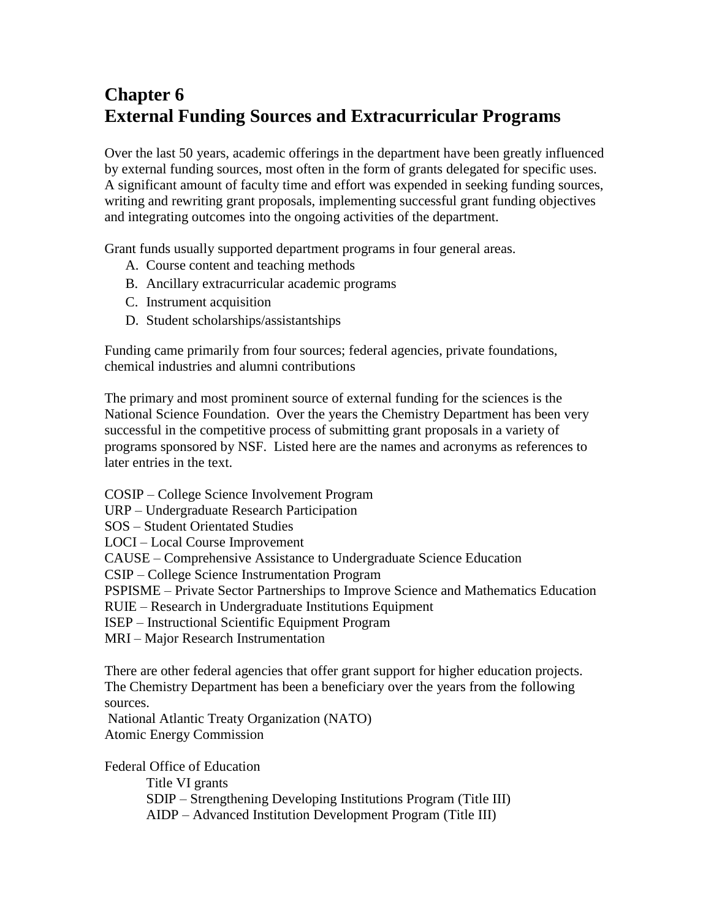# Chapter 6
# External Funding Sources and Extracurricular Programs

Over the last 50 years, academic offerings in the department have been greatly influenced by external funding sources, most often in the form of grants delegated for specific uses. A significant amount of faculty time and effort was expended in seeking funding sources, writing and rewriting grant proposals, implementing successful grant funding objectives and integrating outcomes into the ongoing activities of the department.

Grant funds usually supported department programs in four general areas.

A. Course content and teaching methods
B. Ancillary extracurricular academic programs
C. Instrument acquisition
D. Student scholarships/assistantships

Funding came primarily from four sources; federal agencies, private foundations, chemical industries and alumni contributions

The primary and most prominent source of external funding for the sciences is the National Science Foundation. Over the years the Chemistry Department has been very successful in the competitive process of submitting grant proposals in a variety of programs sponsored by NSF. Listed here are the names and acronyms as references to later entries in the text.

COSIP – College Science Involvement Program
URP – Undergraduate Research Participation
SOS – Student Orientated Studies
LOCI – Local Course Improvement
CAUSE – Comprehensive Assistance to Undergraduate Science Education
CSIP – College Science Instrumentation Program
PSPISME – Private Sector Partnerships to Improve Science and Mathematics Education
RUIE – Research in Undergraduate Institutions Equipment
ISEP – Instructional Scientific Equipment Program
MRI – Major Research Instrumentation

There are other federal agencies that offer grant support for higher education projects. The Chemistry Department has been a beneficiary over the years from the following sources.
National Atlantic Treaty Organization (NATO)
Atomic Energy Commission

Federal Office of Education
- Title VI grants
- SDIP – Strengthening Developing Institutions Program (Title III)
- AIDP – Advanced Institution Development Program (Title III)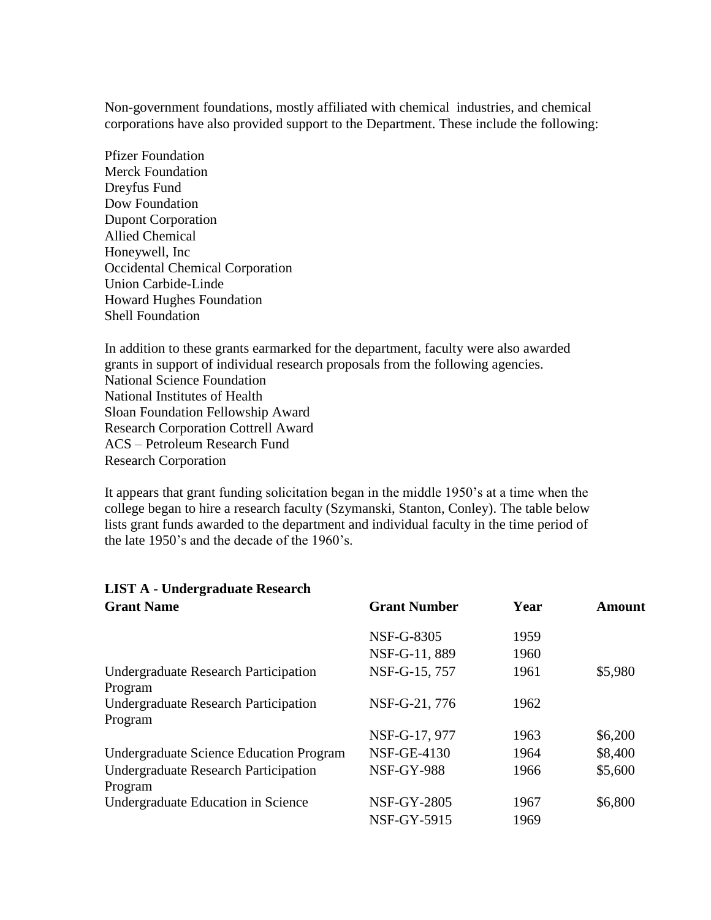Non-government foundations, mostly affiliated with chemical industries, and chemical corporations have also provided support to the Department. These include the following:

Pfizer Foundation
Merck Foundation
Dreyfus Fund
Dow Foundation
Dupont Corporation
Allied Chemical
Honeywell, Inc
Occidental Chemical Corporation
Union Carbide-Linde
Howard Hughes Foundation
Shell Foundation

In addition to these grants earmarked for the department, faculty were also awarded grants in support of individual research proposals from the following agencies.
National Science Foundation
National Institutes of Health
Sloan Foundation Fellowship Award
Research Corporation Cottrell Award
ACS – Petroleum Research Fund
Research Corporation

It appears that grant funding solicitation began in the middle 1950's at a time when the college began to hire a research faculty (Szymanski, Stanton, Conley). The table below lists grant funds awarded to the department and individual faculty in the time period of the late 1950's and the decade of the 1960's.

**LIST A - Undergraduate Research**

| Grant Name | Grant Number | Year | Amount |
|---|---|---|---|
| | NSF-G-8305 | 1959 | |
| | NSF-G-11, 889 | 1960 | |
| Undergraduate Research Participation Program | NSF-G-15, 757 | 1961 | $5,980 |
| Undergraduate Research Participation Program | NSF-G-21, 776 | 1962 | |
| | NSF-G-17, 977 | 1963 | $6,200 |
| Undergraduate Science Education Program | NSF-GE-4130 | 1964 | $8,400 |
| Undergraduate Research Participation Program | NSF-GY-988 | 1966 | $5,600 |
| Undergraduate Education in Science | NSF-GY-2805 | 1967 | $6,800 |
| | NSF-GY-5915 | 1969 | |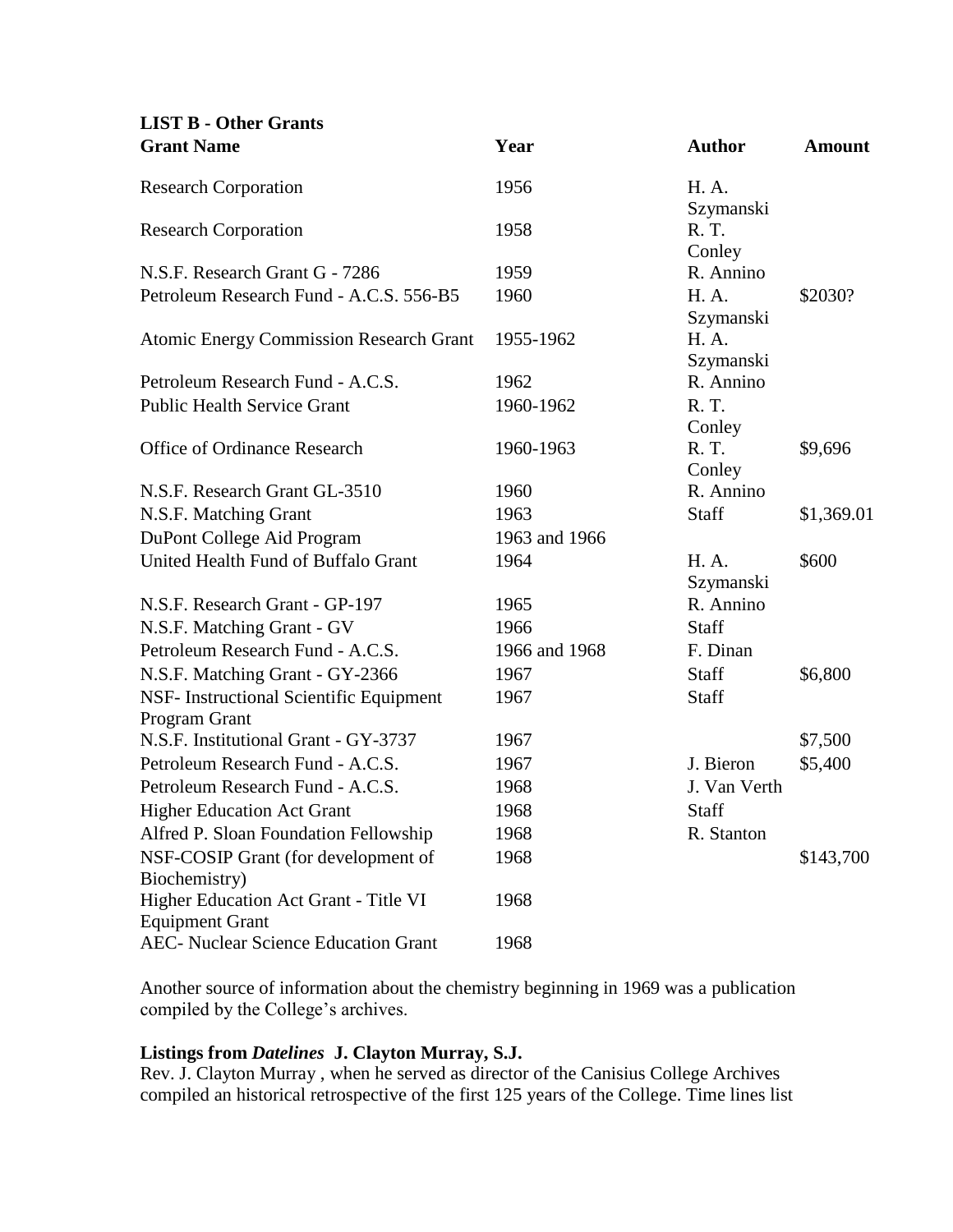**LIST B - Other Grants**

| Grant Name | Year | Author | Amount |
|---|---|---|---|
| Research Corporation | 1956 | H. A. Szymanski | |
| Research Corporation | 1958 | R. T. Conley | |
| N.S.F. Research Grant G - 7286 | 1959 | R. Annino | |
| Petroleum Research Fund - A.C.S. 556-B5 | 1960 | H. A. Szymanski | $2030? |
| Atomic Energy Commission Research Grant | 1955-1962 | H. A. Szymanski | |
| Petroleum Research Fund - A.C.S. | 1962 | R. Annino | |
| Public Health Service Grant | 1960-1962 | R. T. Conley | |
| Office of Ordinance Research | 1960-1963 | R. T. Conley | $9,696 |
| N.S.F. Research Grant GL-3510 | 1960 | R. Annino | |
| N.S.F. Matching Grant | 1963 | Staff | $1,369.01 |
| DuPont College Aid Program | 1963 and 1966 | | |
| United Health Fund of Buffalo Grant | 1964 | H. A. Szymanski | $600 |
| N.S.F. Research Grant - GP-197 | 1965 | R. Annino | |
| N.S.F. Matching Grant - GV | 1966 | Staff | |
| Petroleum Research Fund - A.C.S. | 1966 and 1968 | F. Dinan | |
| N.S.F. Matching Grant - GY-2366 | 1967 | Staff | $6,800 |
| NSF- Instructional Scientific Equipment Program Grant | 1967 | Staff | |
| N.S.F. Institutional Grant - GY-3737 | 1967 | | $7,500 |
| Petroleum Research Fund - A.C.S. | 1967 | J. Bieron | $5,400 |
| Petroleum Research Fund - A.C.S. | 1968 | J. Van Verth | |
| Higher Education Act Grant | 1968 | Staff | |
| Alfred P. Sloan Foundation Fellowship | 1968 | R. Stanton | |
| NSF-COSIP Grant (for development of Biochemistry) | 1968 | | $143,700 |
| Higher Education Act Grant - Title VI Equipment Grant | 1968 | | |
| AEC- Nuclear Science Education Grant | 1968 | | |

Another source of information about the chemistry beginning in 1969 was a publication compiled by the College's archives.

**Listings from *Datelines* J. Clayton Murray, S.J.**

Rev. J. Clayton Murray , when he served as director of the Canisius College Archives compiled an historical retrospective of the first 125 years of the College. Time lines list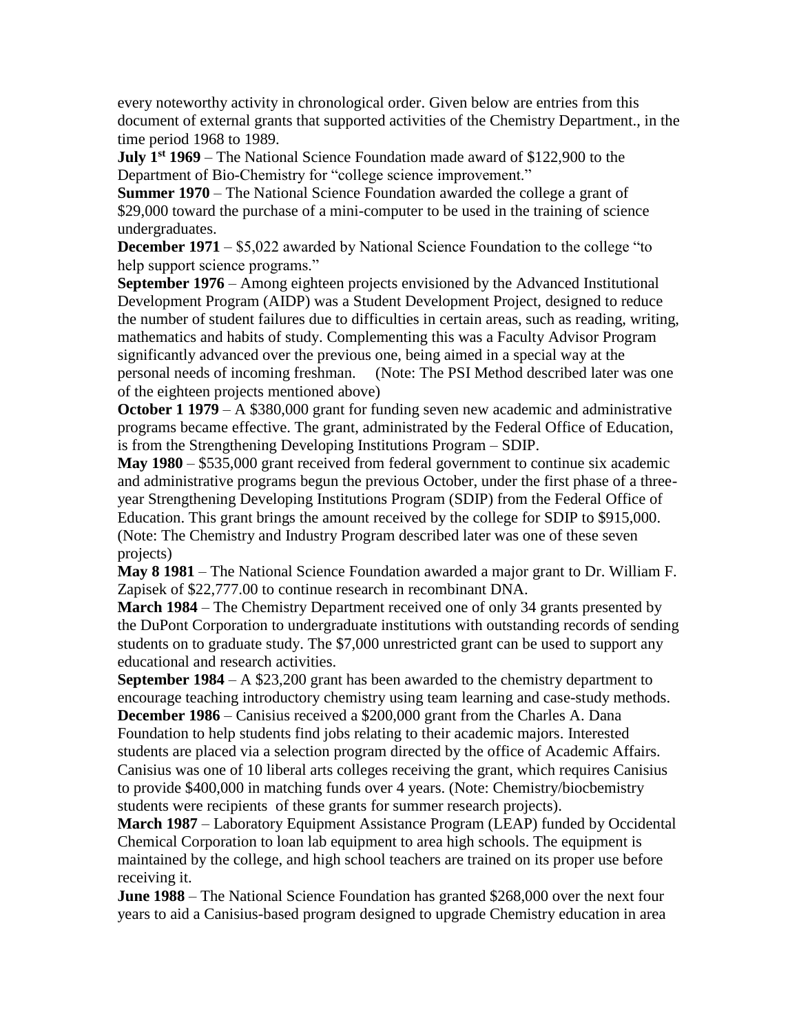every noteworthy activity in chronological order. Given below are entries from this document of external grants that supported activities of the Chemistry Department., in the time period 1968 to 1989.

**July 1st 1969** – The National Science Foundation made award of $122,900 to the Department of Bio-Chemistry for "college science improvement."

**Summer 1970** – The National Science Foundation awarded the college a grant of $29,000 toward the purchase of a mini-computer to be used in the training of science undergraduates.

**December 1971** – $5,022 awarded by National Science Foundation to the college "to help support science programs."

**September 1976** – Among eighteen projects envisioned by the Advanced Institutional Development Program (AIDP) was a Student Development Project, designed to reduce the number of student failures due to difficulties in certain areas, such as reading, writing, mathematics and habits of study. Complementing this was a Faculty Advisor Program significantly advanced over the previous one, being aimed in a special way at the personal needs of incoming freshman. (Note: The PSI Method described later was one of the eighteen projects mentioned above)

**October 1 1979** – A $380,000 grant for funding seven new academic and administrative programs became effective. The grant, administrated by the Federal Office of Education, is from the Strengthening Developing Institutions Program – SDIP.

**May 1980** – $535,000 grant received from federal government to continue six academic and administrative programs begun the previous October, under the first phase of a three-year Strengthening Developing Institutions Program (SDIP) from the Federal Office of Education. This grant brings the amount received by the college for SDIP to $915,000. (Note: The Chemistry and Industry Program described later was one of these seven projects)

**May 8 1981** – The National Science Foundation awarded a major grant to Dr. William F. Zapisek of $22,777.00 to continue research in recombinant DNA.

**March 1984** – The Chemistry Department received one of only 34 grants presented by the DuPont Corporation to undergraduate institutions with outstanding records of sending students on to graduate study. The $7,000 unrestricted grant can be used to support any educational and research activities.

**September 1984** – A $23,200 grant has been awarded to the chemistry department to encourage teaching introductory chemistry using team learning and case-study methods.

**December 1986** – Canisius received a $200,000 grant from the Charles A. Dana Foundation to help students find jobs relating to their academic majors. Interested students are placed via a selection program directed by the office of Academic Affairs. Canisius was one of 10 liberal arts colleges receiving the grant, which requires Canisius to provide $400,000 in matching funds over 4 years. (Note: Chemistry/biocbemistry students were recipients of these grants for summer research projects).

**March 1987** – Laboratory Equipment Assistance Program (LEAP) funded by Occidental Chemical Corporation to loan lab equipment to area high schools. The equipment is maintained by the college, and high school teachers are trained on its proper use before receiving it.

**June 1988** – The National Science Foundation has granted $268,000 over the next four years to aid a Canisius-based program designed to upgrade Chemistry education in area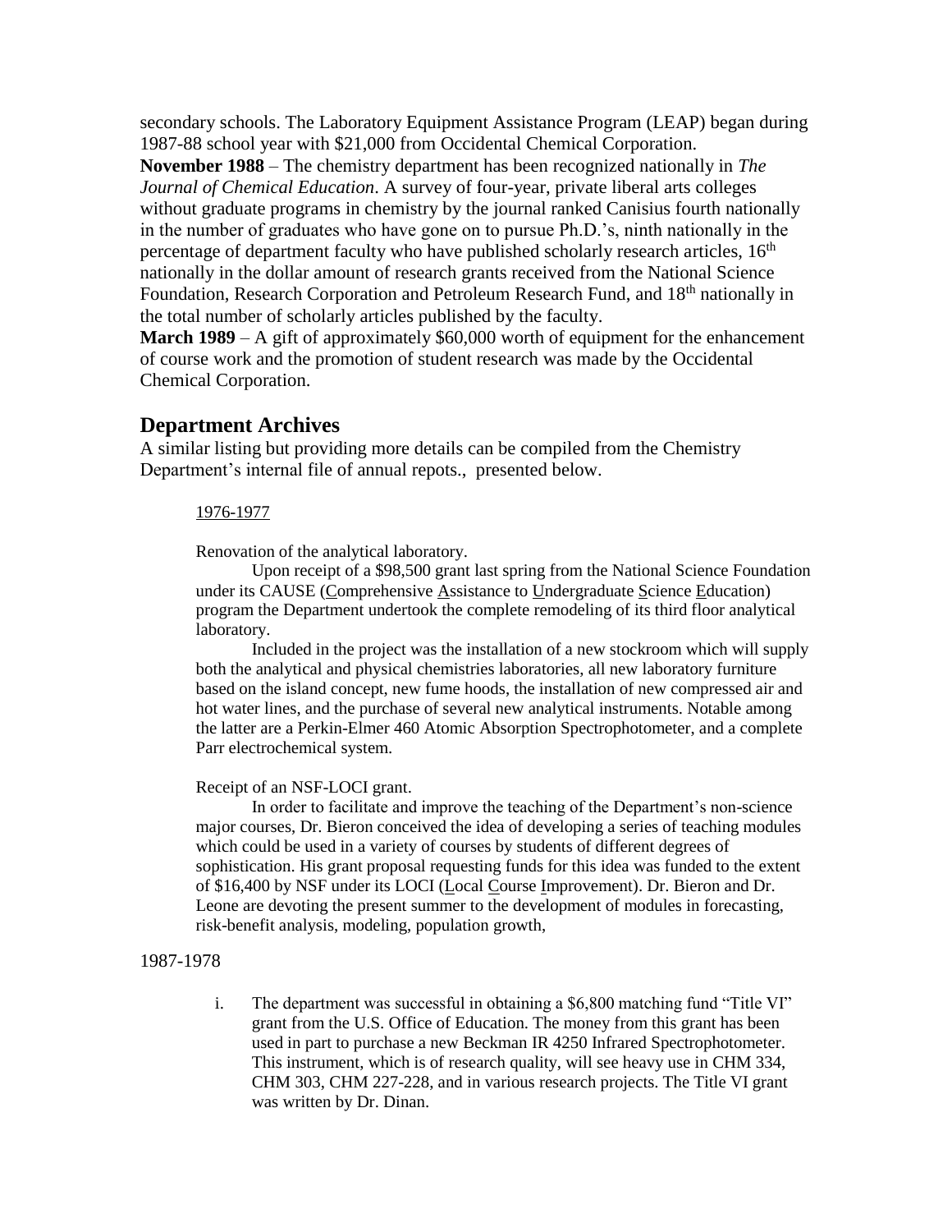secondary schools. The Laboratory Equipment Assistance Program (LEAP) began during 1987-88 school year with $21,000 from Occidental Chemical Corporation.

**November 1988** – The chemistry department has been recognized nationally in *The Journal of Chemical Education*. A survey of four-year, private liberal arts colleges without graduate programs in chemistry by the journal ranked Canisius fourth nationally in the number of graduates who have gone on to pursue Ph.D.'s, ninth nationally in the percentage of department faculty who have published scholarly research articles, 16th nationally in the dollar amount of research grants received from the National Science Foundation, Research Corporation and Petroleum Research Fund, and 18th nationally in the total number of scholarly articles published by the faculty.

**March 1989** – A gift of approximately $60,000 worth of equipment for the enhancement of course work and the promotion of student research was made by the Occidental Chemical Corporation.

## Department Archives

A similar listing but providing more details can be compiled from the Chemistry Department's internal file of annual repots., presented below.

1976-1977

Renovation of the analytical laboratory.

Upon receipt of a $98,500 grant last spring from the National Science Foundation under its CAUSE (Comprehensive Assistance to Undergraduate Science Education) program the Department undertook the complete remodeling of its third floor analytical laboratory.

Included in the project was the installation of a new stockroom which will supply both the analytical and physical chemistries laboratories, all new laboratory furniture based on the island concept, new fume hoods, the installation of new compressed air and hot water lines, and the purchase of several new analytical instruments. Notable among the latter are a Perkin-Elmer 460 Atomic Absorption Spectrophotometer, and a complete Parr electrochemical system.

Receipt of an NSF-LOCI grant.

In order to facilitate and improve the teaching of the Department's non-science major courses, Dr. Bieron conceived the idea of developing a series of teaching modules which could be used in a variety of courses by students of different degrees of sophistication. His grant proposal requesting funds for this idea was funded to the extent of $16,400 by NSF under its LOCI (Local Course Improvement). Dr. Bieron and Dr. Leone are devoting the present summer to the development of modules in forecasting, risk-benefit analysis, modeling, population growth,

1987-1978

i. The department was successful in obtaining a $6,800 matching fund "Title VI" grant from the U.S. Office of Education. The money from this grant has been used in part to purchase a new Beckman IR 4250 Infrared Spectrophotometer. This instrument, which is of research quality, will see heavy use in CHM 334, CHM 303, CHM 227-228, and in various research projects. The Title VI grant was written by Dr. Dinan.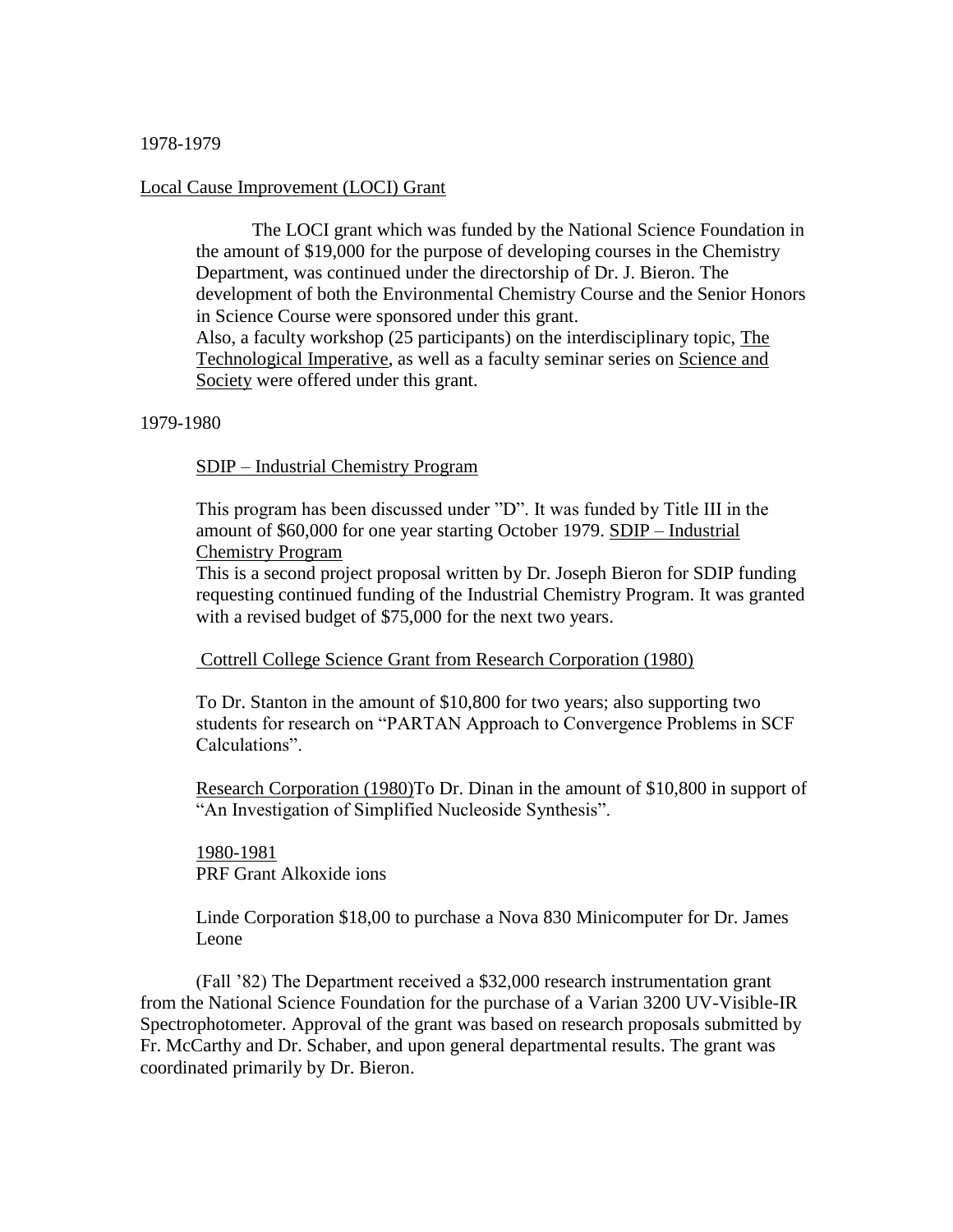1978-1979

<u>Local Cause Improvement (LOCI) Grant</u>

The LOCI grant which was funded by the National Science Foundation in the amount of $19,000 for the purpose of developing courses in the Chemistry Department, was continued under the directorship of Dr. J. Bieron. The development of both the Environmental Chemistry Course and the Senior Honors in Science Course were sponsored under this grant.
Also, a faculty workshop (25 participants) on the interdisciplinary topic, <u>The Technological Imperative</u>, as well as a faculty seminar series on <u>Science and Society</u> were offered under this grant.

1979-1980

<u>SDIP – Industrial Chemistry Program</u>

This program has been discussed under "D". It was funded by Title III in the amount of $60,000 for one year starting October 1979. <u>SDIP – Industrial Chemistry Program</u>
This is a second project proposal written by Dr. Joseph Bieron for SDIP funding requesting continued funding of the Industrial Chemistry Program. It was granted with a revised budget of $75,000 for the next two years.

<u>Cottrell College Science Grant from Research Corporation (1980)</u>

To Dr. Stanton in the amount of $10,800 for two years; also supporting two students for research on "PARTAN Approach to Convergence Problems in SCF Calculations".

<u>Research Corporation (1980)</u>To Dr. Dinan in the amount of $10,800 in support of "An Investigation of Simplified Nucleoside Synthesis".

<u>1980-1981</u>
PRF Grant Alkoxide ions

Linde Corporation $18,00 to purchase a Nova 830 Minicomputer for Dr. James Leone

(Fall '82) The Department received a $32,000 research instrumentation grant from the National Science Foundation for the purchase of a Varian 3200 UV-Visible-IR Spectrophotometer. Approval of the grant was based on research proposals submitted by Fr. McCarthy and Dr. Schaber, and upon general departmental results. The grant was coordinated primarily by Dr. Bieron.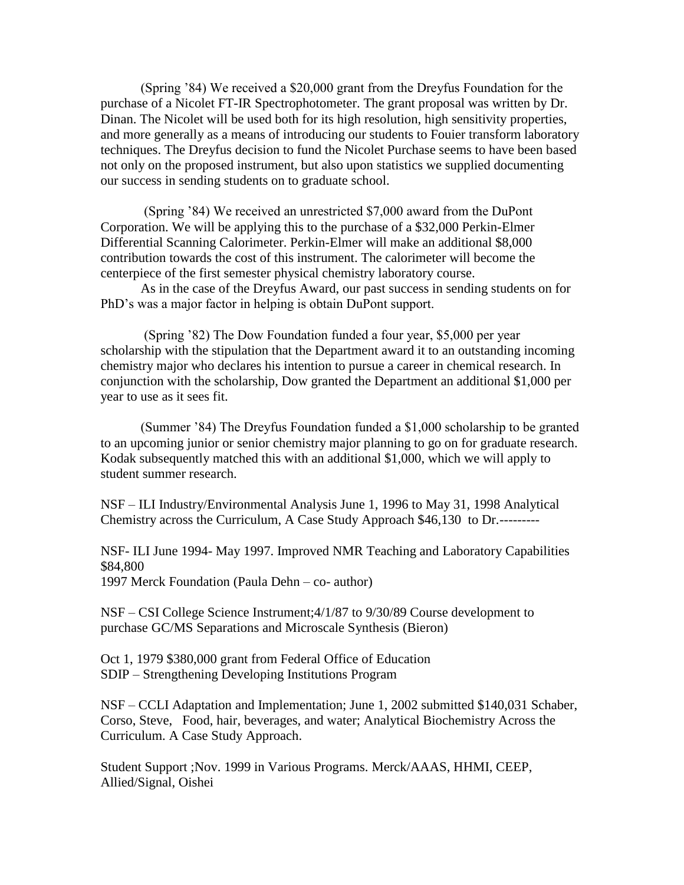(Spring '84) We received a $20,000 grant from the Dreyfus Foundation for the purchase of a Nicolet FT-IR Spectrophotometer. The grant proposal was written by Dr. Dinan. The Nicolet will be used both for its high resolution, high sensitivity properties, and more generally as a means of introducing our students to Fouier transform laboratory techniques. The Dreyfus decision to fund the Nicolet Purchase seems to have been based not only on the proposed instrument, but also upon statistics we supplied documenting our success in sending students on to graduate school.

(Spring '84) We received an unrestricted $7,000 award from the DuPont Corporation. We will be applying this to the purchase of a $32,000 Perkin-Elmer Differential Scanning Calorimeter. Perkin-Elmer will make an additional $8,000 contribution towards the cost of this instrument. The calorimeter will become the centerpiece of the first semester physical chemistry laboratory course.

As in the case of the Dreyfus Award, our past success in sending students on for PhD's was a major factor in helping is obtain DuPont support.

(Spring '82) The Dow Foundation funded a four year, $5,000 per year scholarship with the stipulation that the Department award it to an outstanding incoming chemistry major who declares his intention to pursue a career in chemical research. In conjunction with the scholarship, Dow granted the Department an additional $1,000 per year to use as it sees fit.

(Summer '84) The Dreyfus Foundation funded a $1,000 scholarship to be granted to an upcoming junior or senior chemistry major planning to go on for graduate research. Kodak subsequently matched this with an additional $1,000, which we will apply to student summer research.

NSF – ILI Industry/Environmental Analysis June 1, 1996 to May 31, 1998 Analytical Chemistry across the Curriculum, A Case Study Approach $46,130 to Dr.---------

NSF- ILI June 1994- May 1997. Improved NMR Teaching and Laboratory Capabilities $84,800
1997 Merck Foundation (Paula Dehn – co- author)

NSF – CSI College Science Instrument;4/1/87 to 9/30/89 Course development to purchase GC/MS Separations and Microscale Synthesis (Bieron)

Oct 1, 1979 $380,000 grant from Federal Office of Education
SDIP – Strengthening Developing Institutions Program

NSF – CCLI Adaptation and Implementation; June 1, 2002 submitted $140,031 Schaber, Corso, Steve, Food, hair, beverages, and water; Analytical Biochemistry Across the Curriculum. A Case Study Approach.

Student Support ;Nov. 1999 in Various Programs. Merck/AAAS, HHMI, CEEP, Allied/Signal, Oishei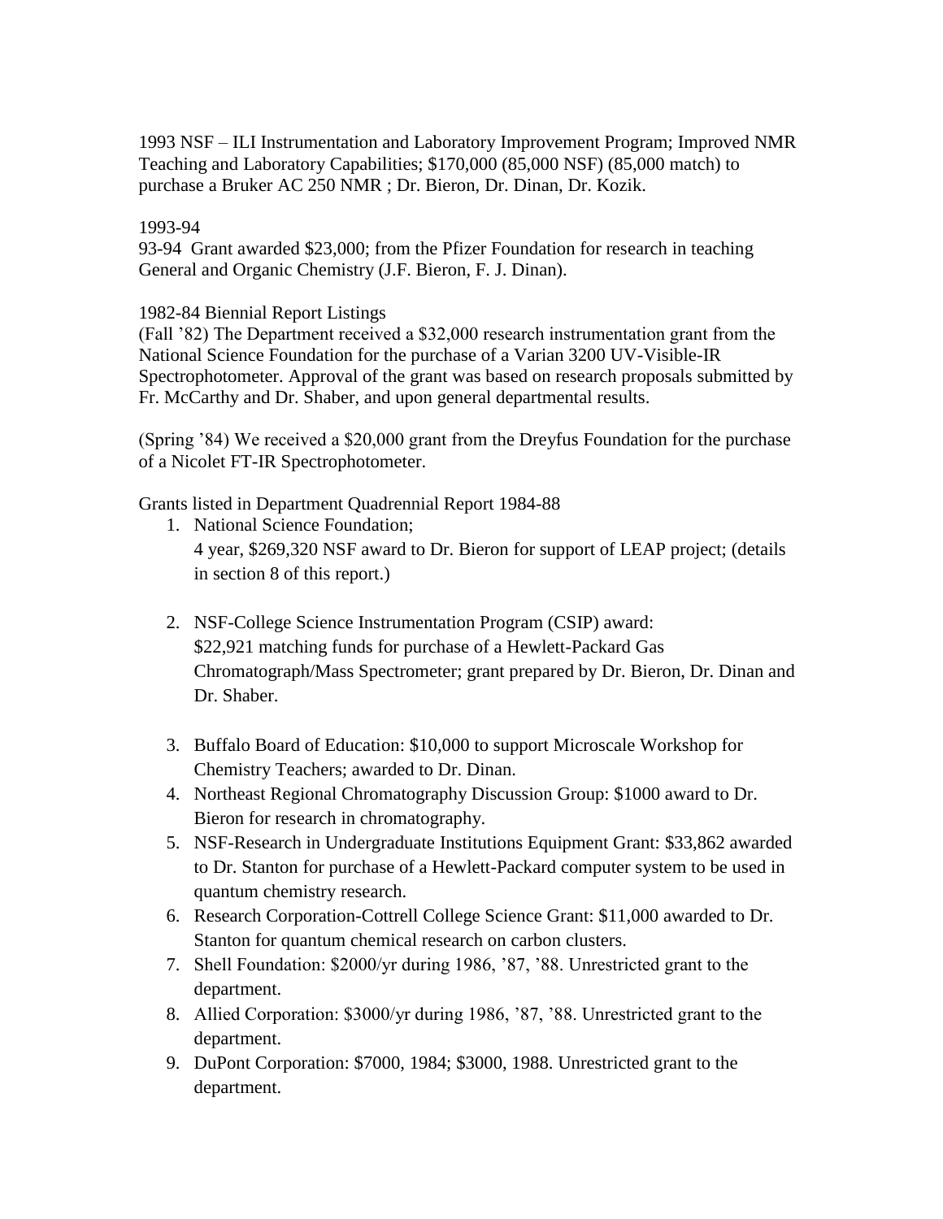1993 NSF – ILI Instrumentation and Laboratory Improvement Program; Improved NMR Teaching and Laboratory Capabilities; $170,000 (85,000 NSF) (85,000 match) to purchase a Bruker AC 250 NMR ; Dr. Bieron, Dr. Dinan, Dr. Kozik.

1993-94

93-94 Grant awarded $23,000; from the Pfizer Foundation for research in teaching General and Organic Chemistry (J.F. Bieron, F. J. Dinan).

1982-84 Biennial Report Listings

(Fall '82) The Department received a $32,000 research instrumentation grant from the National Science Foundation for the purchase of a Varian 3200 UV-Visible-IR Spectrophotometer. Approval of the grant was based on research proposals submitted by Fr. McCarthy and Dr. Shaber, and upon general departmental results.

(Spring '84) We received a $20,000 grant from the Dreyfus Foundation for the purchase of a Nicolet FT-IR Spectrophotometer.

Grants listed in Department Quadrennial Report 1984-88

1. National Science Foundation;
   4 year, $269,320 NSF award to Dr. Bieron for support of LEAP project; (details in section 8 of this report.)

2. NSF-College Science Instrumentation Program (CSIP) award:
   $22,921 matching funds for purchase of a Hewlett-Packard Gas Chromatograph/Mass Spectrometer; grant prepared by Dr. Bieron, Dr. Dinan and Dr. Shaber.

3. Buffalo Board of Education: $10,000 to support Microscale Workshop for Chemistry Teachers; awarded to Dr. Dinan.
4. Northeast Regional Chromatography Discussion Group: $1000 award to Dr. Bieron for research in chromatography.
5. NSF-Research in Undergraduate Institutions Equipment Grant: $33,862 awarded to Dr. Stanton for purchase of a Hewlett-Packard computer system to be used in quantum chemistry research.
6. Research Corporation-Cottrell College Science Grant: $11,000 awarded to Dr. Stanton for quantum chemical research on carbon clusters.
7. Shell Foundation: $2000/yr during 1986, '87, '88. Unrestricted grant to the department.
8. Allied Corporation: $3000/yr during 1986, '87, '88. Unrestricted grant to the department.
9. DuPont Corporation: $7000, 1984; $3000, 1988. Unrestricted grant to the department.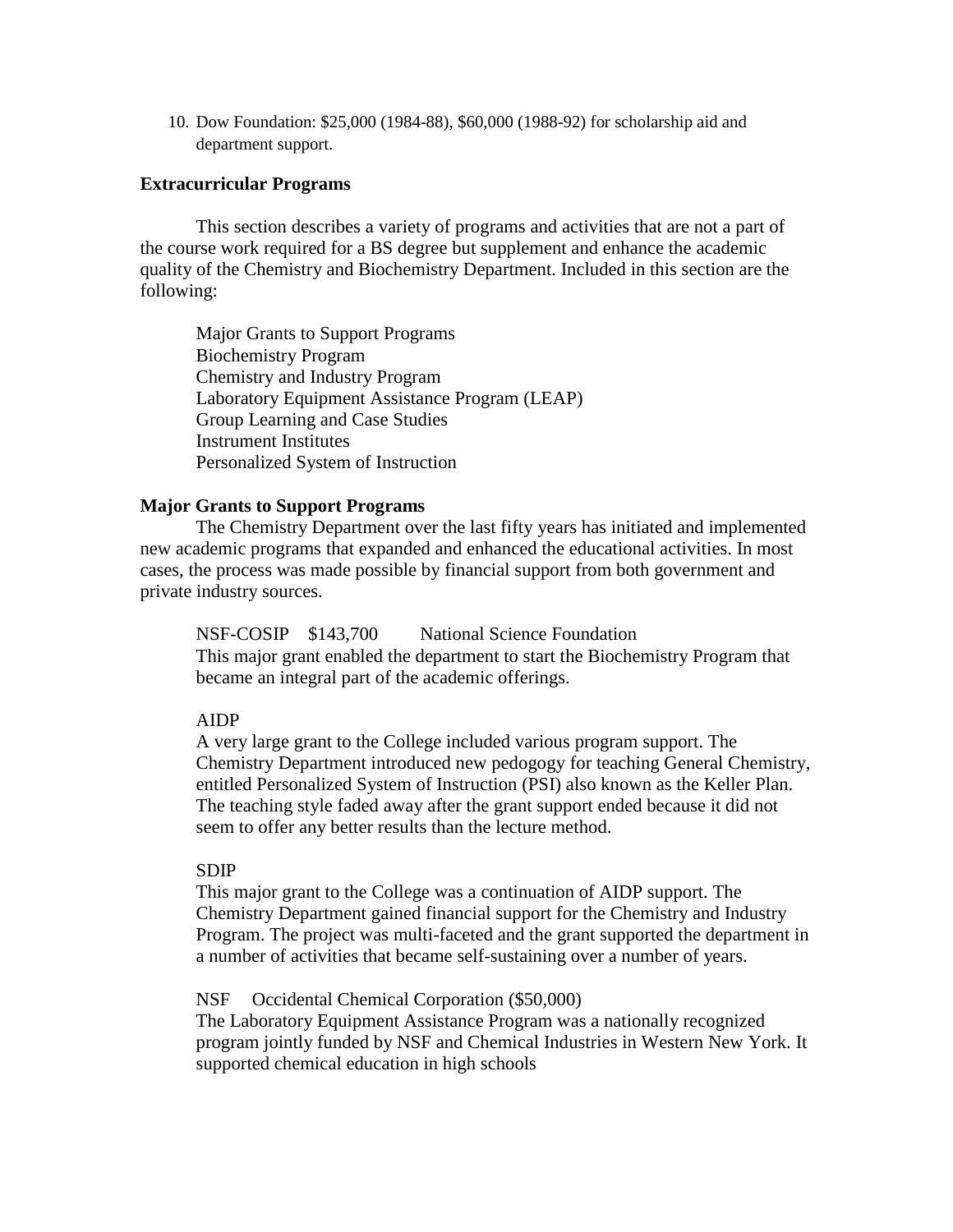10. Dow Foundation: $25,000 (1984-88), $60,000 (1988-92) for scholarship aid and department support.

### Extracurricular Programs

This section describes a variety of programs and activities that are not a part of the course work required for a BS degree but supplement and enhance the academic quality of the Chemistry and Biochemistry Department. Included in this section are the following:

Major Grants to Support Programs
Biochemistry Program
Chemistry and Industry Program
Laboratory Equipment Assistance Program (LEAP)
Group Learning and Case Studies
Instrument Institutes
Personalized System of Instruction

### Major Grants to Support Programs

The Chemistry Department over the last fifty years has initiated and implemented new academic programs that expanded and enhanced the educational activities. In most cases, the process was made possible by financial support from both government and private industry sources.

NSF-COSIP $143,700 National Science Foundation
This major grant enabled the department to start the Biochemistry Program that became an integral part of the academic offerings.

AIDP
A very large grant to the College included various program support. The Chemistry Department introduced new pedogogy for teaching General Chemistry, entitled Personalized System of Instruction (PSI) also known as the Keller Plan. The teaching style faded away after the grant support ended because it did not seem to offer any better results than the lecture method.

SDIP
This major grant to the College was a continuation of AIDP support. The Chemistry Department gained financial support for the Chemistry and Industry Program. The project was multi-faceted and the grant supported the department in a number of activities that became self-sustaining over a number of years.

NSF Occidental Chemical Corporation ($50,000)
The Laboratory Equipment Assistance Program was a nationally recognized program jointly funded by NSF and Chemical Industries in Western New York. It supported chemical education in high schools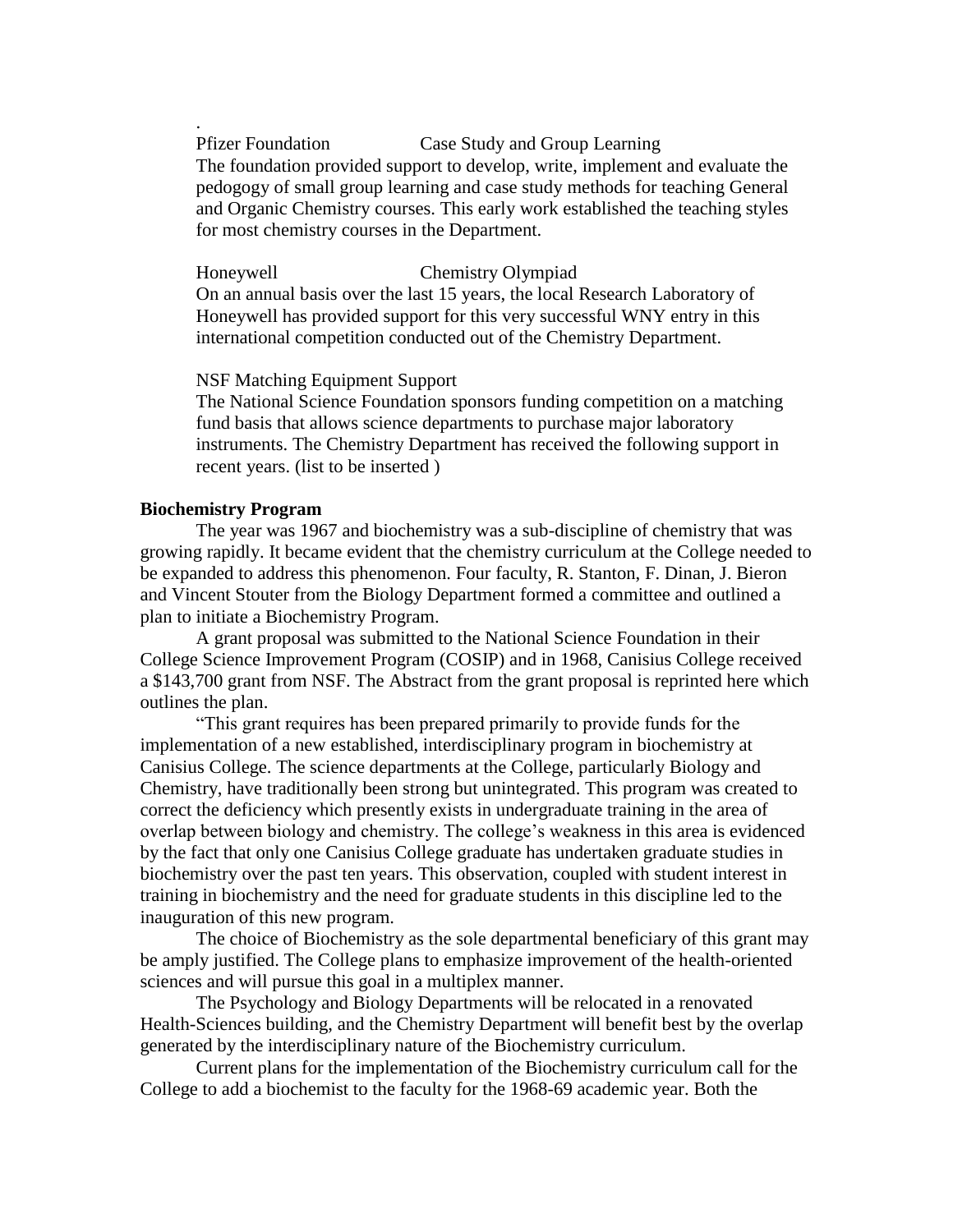.

Pfizer Foundation — Case Study and Group Learning

The foundation provided support to develop, write, implement and evaluate the pedogogy of small group learning and case study methods for teaching General and Organic Chemistry courses. This early work established the teaching styles for most chemistry courses in the Department.

Honeywell — Chemistry Olympiad

On an annual basis over the last 15 years, the local Research Laboratory of Honeywell has provided support for this very successful WNY entry in this international competition conducted out of the Chemistry Department.

NSF Matching Equipment Support

The National Science Foundation sponsors funding competition on a matching fund basis that allows science departments to purchase major laboratory instruments. The Chemistry Department has received the following support in recent years. (list to be inserted )

**Biochemistry Program**

The year was 1967 and biochemistry was a sub-discipline of chemistry that was growing rapidly. It became evident that the chemistry curriculum at the College needed to be expanded to address this phenomenon. Four faculty, R. Stanton, F. Dinan, J. Bieron and Vincent Stouter from the Biology Department formed a committee and outlined a plan to initiate a Biochemistry Program.

A grant proposal was submitted to the National Science Foundation in their College Science Improvement Program (COSIP) and in 1968, Canisius College received a $143,700 grant from NSF. The Abstract from the grant proposal is reprinted here which outlines the plan.

"This grant requires has been prepared primarily to provide funds for the implementation of a new established, interdisciplinary program in biochemistry at Canisius College. The science departments at the College, particularly Biology and Chemistry, have traditionally been strong but unintegrated. This program was created to correct the deficiency which presently exists in undergraduate training in the area of overlap between biology and chemistry. The college's weakness in this area is evidenced by the fact that only one Canisius College graduate has undertaken graduate studies in biochemistry over the past ten years. This observation, coupled with student interest in training in biochemistry and the need for graduate students in this discipline led to the inauguration of this new program.

The choice of Biochemistry as the sole departmental beneficiary of this grant may be amply justified. The College plans to emphasize improvement of the health-oriented sciences and will pursue this goal in a multiplex manner.

The Psychology and Biology Departments will be relocated in a renovated Health-Sciences building, and the Chemistry Department will benefit best by the overlap generated by the interdisciplinary nature of the Biochemistry curriculum.

Current plans for the implementation of the Biochemistry curriculum call for the College to add a biochemist to the faculty for the 1968-69 academic year. Both the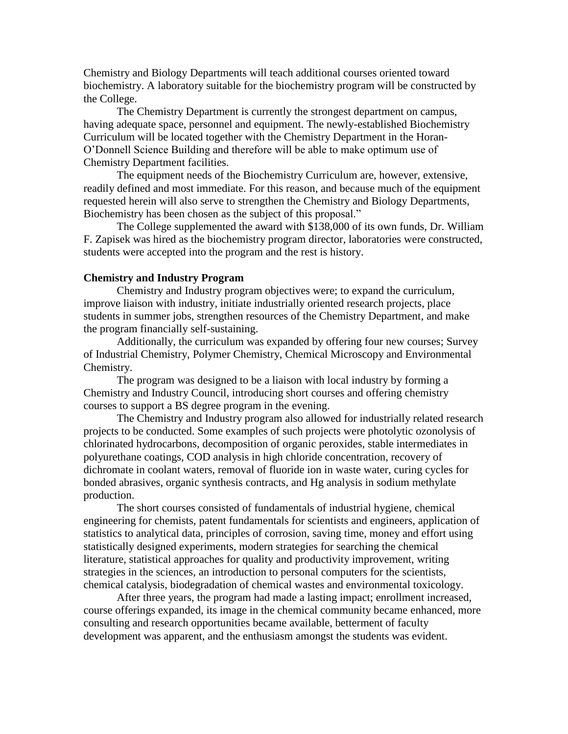Chemistry and Biology Departments will teach additional courses oriented toward biochemistry. A laboratory suitable for the biochemistry program will be constructed by the College.

The Chemistry Department is currently the strongest department on campus, having adequate space, personnel and equipment. The newly-established Biochemistry Curriculum will be located together with the Chemistry Department in the Horan-O'Donnell Science Building and therefore will be able to make optimum use of Chemistry Department facilities.

The equipment needs of the Biochemistry Curriculum are, however, extensive, readily defined and most immediate. For this reason, and because much of the equipment requested herein will also serve to strengthen the Chemistry and Biology Departments, Biochemistry has been chosen as the subject of this proposal."

The College supplemented the award with $138,000 of its own funds, Dr. William F. Zapisek was hired as the biochemistry program director, laboratories were constructed, students were accepted into the program and the rest is history.

**Chemistry and Industry Program**

Chemistry and Industry program objectives were; to expand the curriculum, improve liaison with industry, initiate industrially oriented research projects, place students in summer jobs, strengthen resources of the Chemistry Department, and make the program financially self-sustaining.

Additionally, the curriculum was expanded by offering four new courses; Survey of Industrial Chemistry, Polymer Chemistry, Chemical Microscopy and Environmental Chemistry.

The program was designed to be a liaison with local industry by forming a Chemistry and Industry Council, introducing short courses and offering chemistry courses to support a BS degree program in the evening.

The Chemistry and Industry program also allowed for industrially related research projects to be conducted. Some examples of such projects were photolytic ozonolysis of chlorinated hydrocarbons, decomposition of organic peroxides, stable intermediates in polyurethane coatings, COD analysis in high chloride concentration, recovery of dichromate in coolant waters, removal of fluoride ion in waste water, curing cycles for bonded abrasives, organic synthesis contracts, and Hg analysis in sodium methylate production.

The short courses consisted of fundamentals of industrial hygiene, chemical engineering for chemists, patent fundamentals for scientists and engineers, application of statistics to analytical data, principles of corrosion, saving time, money and effort using statistically designed experiments, modern strategies for searching the chemical literature, statistical approaches for quality and productivity improvement, writing strategies in the sciences, an introduction to personal computers for the scientists, chemical catalysis, biodegradation of chemical wastes and environmental toxicology.

After three years, the program had made a lasting impact; enrollment increased, course offerings expanded, its image in the chemical community became enhanced, more consulting and research opportunities became available, betterment of faculty development was apparent, and the enthusiasm amongst the students was evident.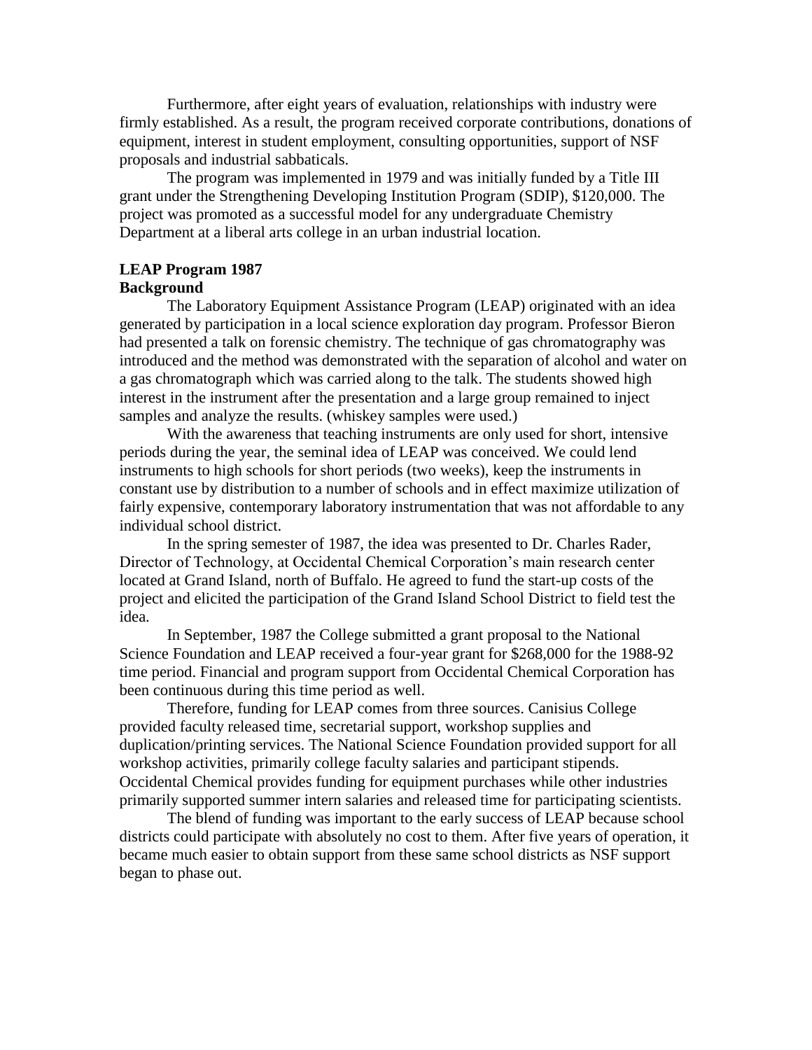Furthermore, after eight years of evaluation, relationships with industry were firmly established. As a result, the program received corporate contributions, donations of equipment, interest in student employment, consulting opportunities, support of NSF proposals and industrial sabbaticals.

The program was implemented in 1979 and was initially funded by a Title III grant under the Strengthening Developing Institution Program (SDIP), $120,000. The project was promoted as a successful model for any undergraduate Chemistry Department at a liberal arts college in an urban industrial location.

**LEAP Program 1987**
**Background**

The Laboratory Equipment Assistance Program (LEAP) originated with an idea generated by participation in a local science exploration day program. Professor Bieron had presented a talk on forensic chemistry. The technique of gas chromatography was introduced and the method was demonstrated with the separation of alcohol and water on a gas chromatograph which was carried along to the talk. The students showed high interest in the instrument after the presentation and a large group remained to inject samples and analyze the results. (whiskey samples were used.)

With the awareness that teaching instruments are only used for short, intensive periods during the year, the seminal idea of LEAP was conceived. We could lend instruments to high schools for short periods (two weeks), keep the instruments in constant use by distribution to a number of schools and in effect maximize utilization of fairly expensive, contemporary laboratory instrumentation that was not affordable to any individual school district.

In the spring semester of 1987, the idea was presented to Dr. Charles Rader, Director of Technology, at Occidental Chemical Corporation's main research center located at Grand Island, north of Buffalo. He agreed to fund the start-up costs of the project and elicited the participation of the Grand Island School District to field test the idea.

In September, 1987 the College submitted a grant proposal to the National Science Foundation and LEAP received a four-year grant for $268,000 for the 1988-92 time period. Financial and program support from Occidental Chemical Corporation has been continuous during this time period as well.

Therefore, funding for LEAP comes from three sources. Canisius College provided faculty released time, secretarial support, workshop supplies and duplication/printing services. The National Science Foundation provided support for all workshop activities, primarily college faculty salaries and participant stipends. Occidental Chemical provides funding for equipment purchases while other industries primarily supported summer intern salaries and released time for participating scientists.

The blend of funding was important to the early success of LEAP because school districts could participate with absolutely no cost to them. After five years of operation, it became much easier to obtain support from these same school districts as NSF support began to phase out.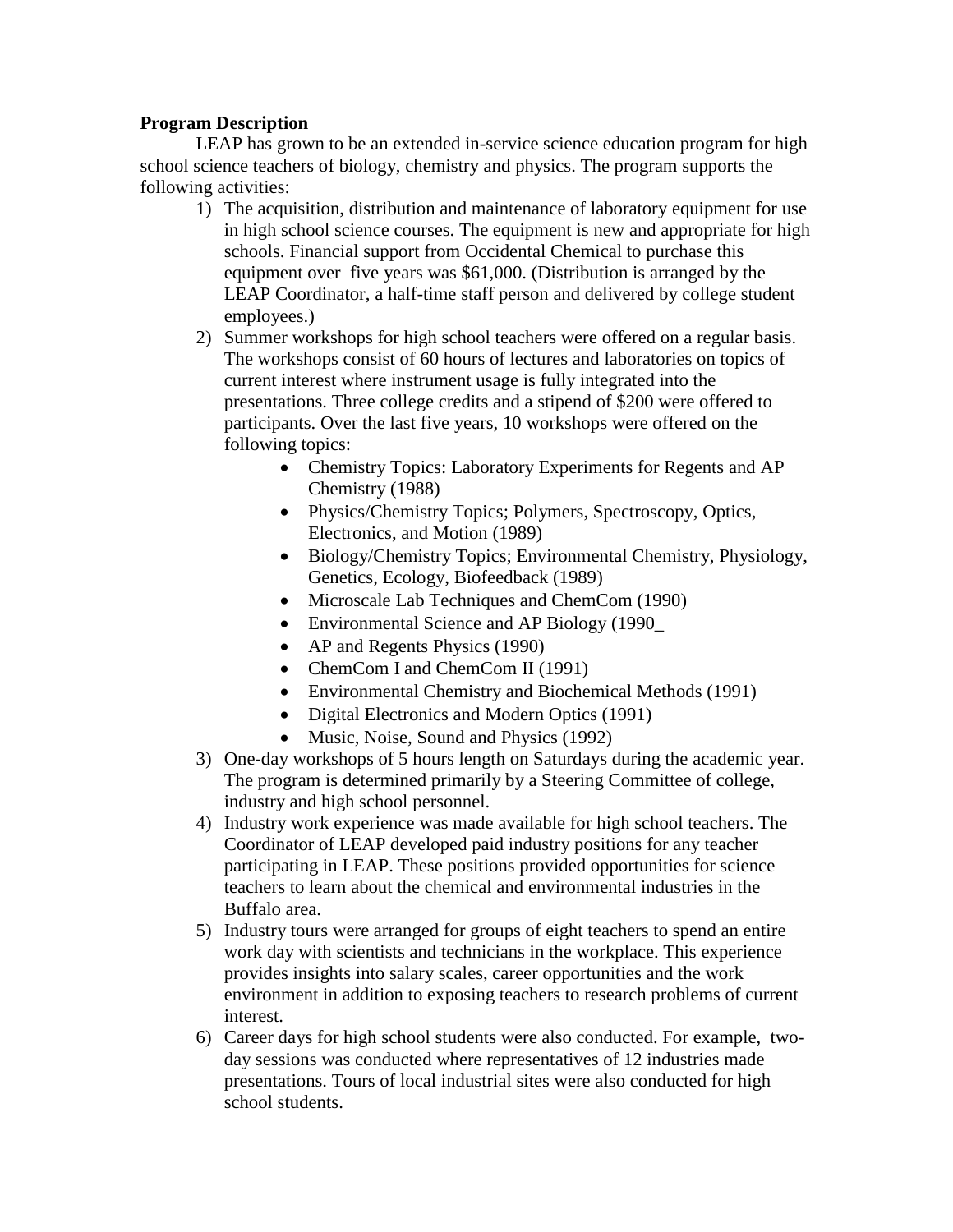**Program Description**

LEAP has grown to be an extended in-service science education program for high school science teachers of biology, chemistry and physics. The program supports the following activities:

1) The acquisition, distribution and maintenance of laboratory equipment for use in high school science courses. The equipment is new and appropriate for high schools. Financial support from Occidental Chemical to purchase this equipment over five years was $61,000. (Distribution is arranged by the LEAP Coordinator, a half-time staff person and delivered by college student employees.)
2) Summer workshops for high school teachers were offered on a regular basis. The workshops consist of 60 hours of lectures and laboratories on topics of current interest where instrument usage is fully integrated into the presentations. Three college credits and a stipend of $200 were offered to participants. Over the last five years, 10 workshops were offered on the following topics:
    - Chemistry Topics: Laboratory Experiments for Regents and AP Chemistry (1988)
    - Physics/Chemistry Topics; Polymers, Spectroscopy, Optics, Electronics, and Motion (1989)
    - Biology/Chemistry Topics; Environmental Chemistry, Physiology, Genetics, Ecology, Biofeedback (1989)
    - Microscale Lab Techniques and ChemCom (1990)
    - Environmental Science and AP Biology (1990_
    - AP and Regents Physics (1990)
    - ChemCom I and ChemCom II (1991)
    - Environmental Chemistry and Biochemical Methods (1991)
    - Digital Electronics and Modern Optics (1991)
    - Music, Noise, Sound and Physics (1992)
3) One-day workshops of 5 hours length on Saturdays during the academic year. The program is determined primarily by a Steering Committee of college, industry and high school personnel.
4) Industry work experience was made available for high school teachers. The Coordinator of LEAP developed paid industry positions for any teacher participating in LEAP. These positions provided opportunities for science teachers to learn about the chemical and environmental industries in the Buffalo area.
5) Industry tours were arranged for groups of eight teachers to spend an entire work day with scientists and technicians in the workplace. This experience provides insights into salary scales, career opportunities and the work environment in addition to exposing teachers to research problems of current interest.
6) Career days for high school students were also conducted. For example, two-day sessions was conducted where representatives of 12 industries made presentations. Tours of local industrial sites were also conducted for high school students.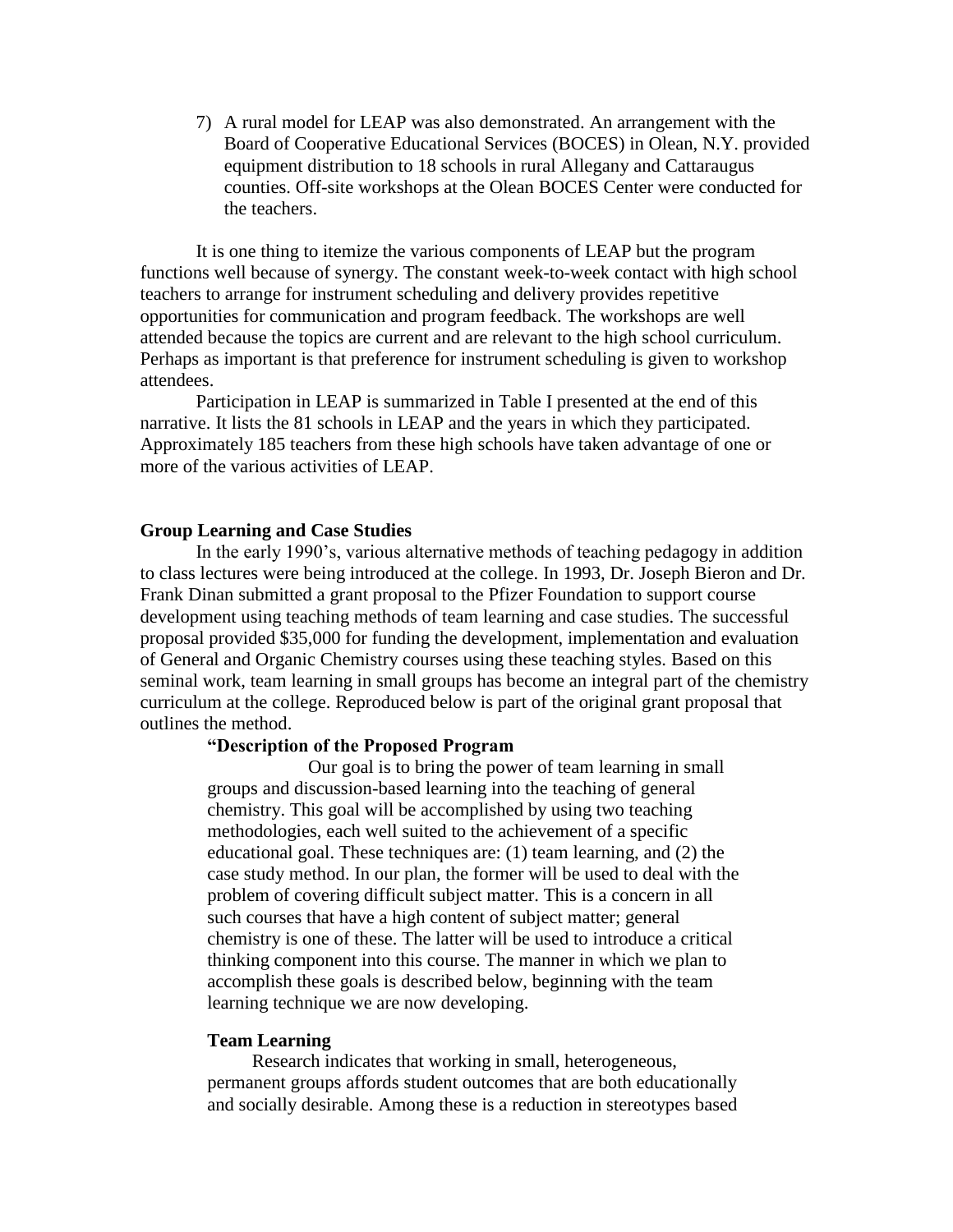7) A rural model for LEAP was also demonstrated. An arrangement with the Board of Cooperative Educational Services (BOCES) in Olean, N.Y. provided equipment distribution to 18 schools in rural Allegany and Cattaraugus counties. Off-site workshops at the Olean BOCES Center were conducted for the teachers.

It is one thing to itemize the various components of LEAP but the program functions well because of synergy. The constant week-to-week contact with high school teachers to arrange for instrument scheduling and delivery provides repetitive opportunities for communication and program feedback. The workshops are well attended because the topics are current and are relevant to the high school curriculum. Perhaps as important is that preference for instrument scheduling is given to workshop attendees.

Participation in LEAP is summarized in Table I presented at the end of this narrative. It lists the 81 schools in LEAP and the years in which they participated. Approximately 185 teachers from these high schools have taken advantage of one or more of the various activities of LEAP.

**Group Learning and Case Studies**

In the early 1990's, various alternative methods of teaching pedagogy in addition to class lectures were being introduced at the college. In 1993, Dr. Joseph Bieron and Dr. Frank Dinan submitted a grant proposal to the Pfizer Foundation to support course development using teaching methods of team learning and case studies. The successful proposal provided $35,000 for funding the development, implementation and evaluation of General and Organic Chemistry courses using these teaching styles. Based on this seminal work, team learning in small groups has become an integral part of the chemistry curriculum at the college. Reproduced below is part of the original grant proposal that outlines the method.

> **"Description of the Proposed Program**
>
> Our goal is to bring the power of team learning in small groups and discussion-based learning into the teaching of general chemistry. This goal will be accomplished by using two teaching methodologies, each well suited to the achievement of a specific educational goal. These techniques are: (1) team learning, and (2) the case study method. In our plan, the former will be used to deal with the problem of covering difficult subject matter. This is a concern in all such courses that have a high content of subject matter; general chemistry is one of these. The latter will be used to introduce a critical thinking component into this course. The manner in which we plan to accomplish these goals is described below, beginning with the team learning technique we are now developing.
>
> **Team Learning**
>
> Research indicates that working in small, heterogeneous, permanent groups affords student outcomes that are both educationally and socially desirable. Among these is a reduction in stereotypes based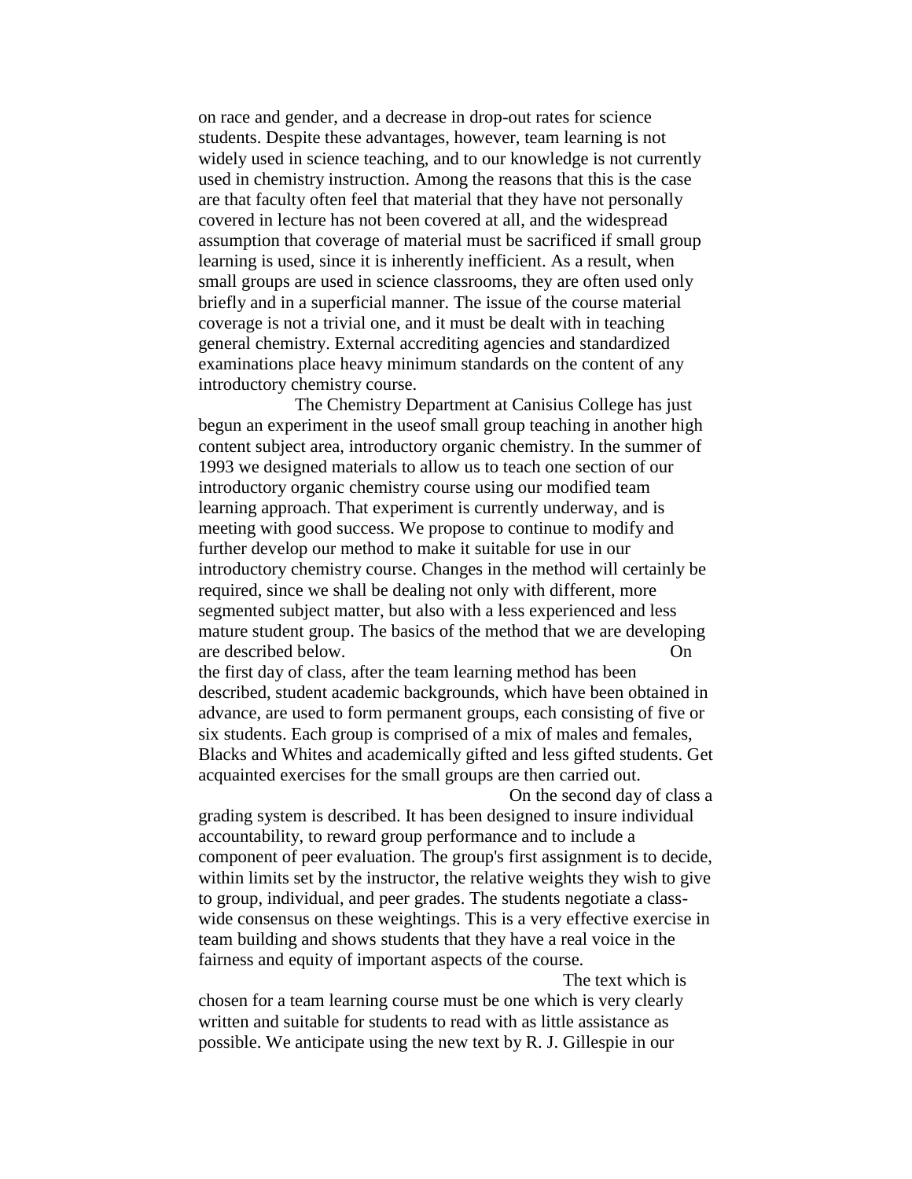on race and gender, and a decrease in drop-out rates for science students. Despite these advantages, however, team learning is not widely used in science teaching, and to our knowledge is not currently used in chemistry instruction. Among the reasons that this is the case are that faculty often feel that material that they have not personally covered in lecture has not been covered at all, and the widespread assumption that coverage of material must be sacrificed if small group learning is used, since it is inherently inefficient. As a result, when small groups are used in science classrooms, they are often used only briefly and in a superficial manner. The issue of the course material coverage is not a trivial one, and it must be dealt with in teaching general chemistry. External accrediting agencies and standardized examinations place heavy minimum standards on the content of any introductory chemistry course.

The Chemistry Department at Canisius College has just begun an experiment in the useof small group teaching in another high content subject area, introductory organic chemistry. In the summer of 1993 we designed materials to allow us to teach one section of our introductory organic chemistry course using our modified team learning approach. That experiment is currently underway, and is meeting with good success. We propose to continue to modify and further develop our method to make it suitable for use in our introductory chemistry course. Changes in the method will certainly be required, since we shall be dealing not only with different, more segmented subject matter, but also with a less experienced and less mature student group. The basics of the method that we are developing are described below.

On the first day of class, after the team learning method has been described, student academic backgrounds, which have been obtained in advance, are used to form permanent groups, each consisting of five or six students. Each group is comprised of a mix of males and females, Blacks and Whites and academically gifted and less gifted students. Get acquainted exercises for the small groups are then carried out.

On the second day of class a grading system is described. It has been designed to insure individual accountability, to reward group performance and to include a component of peer evaluation. The group's first assignment is to decide, within limits set by the instructor, the relative weights they wish to give to group, individual, and peer grades. The students negotiate a class-wide consensus on these weightings. This is a very effective exercise in team building and shows students that they have a real voice in the fairness and equity of important aspects of the course.

The text which is chosen for a team learning course must be one which is very clearly written and suitable for students to read with as little assistance as possible. We anticipate using the new text by R. J. Gillespie in our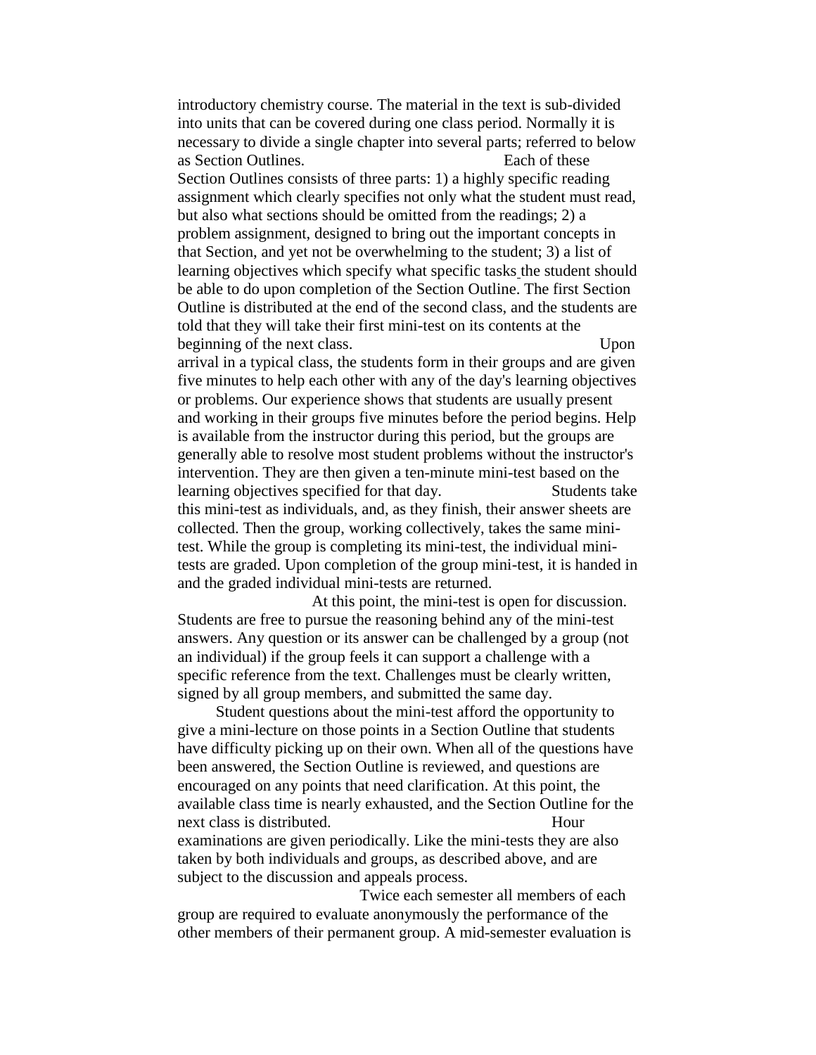introductory chemistry course. The material in the text is sub-divided into units that can be covered during one class period. Normally it is necessary to divide a single chapter into several parts; referred to below as Section Outlines.

Each of these Section Outlines consists of three parts: 1) a highly specific reading assignment which clearly specifies not only what the student must read, but also what sections should be omitted from the readings; 2) a problem assignment, designed to bring out the important concepts in that Section, and yet not be overwhelming to the student; 3) a list of learning objectives which specify what specific tasks the student should be able to do upon completion of the Section Outline. The first Section Outline is distributed at the end of the second class, and the students are told that they will take their first mini-test on its contents at the beginning of the next class.

Upon arrival in a typical class, the students form in their groups and are given five minutes to help each other with any of the day's learning objectives or problems. Our experience shows that students are usually present and working in their groups five minutes before the period begins. Help is available from the instructor during this period, but the groups are generally able to resolve most student problems without the instructor's intervention. They are then given a ten-minute mini-test based on the learning objectives specified for that day.

Students take this mini-test as individuals, and, as they finish, their answer sheets are collected. Then the group, working collectively, takes the same mini-test. While the group is completing its mini-test, the individual mini-tests are graded. Upon completion of the group mini-test, it is handed in and the graded individual mini-tests are returned.

At this point, the mini-test is open for discussion. Students are free to pursue the reasoning behind any of the mini-test answers. Any question or its answer can be challenged by a group (not an individual) if the group feels it can support a challenge with a specific reference from the text. Challenges must be clearly written, signed by all group members, and submitted the same day.

Student questions about the mini-test afford the opportunity to give a mini-lecture on those points in a Section Outline that students have difficulty picking up on their own. When all of the questions have been answered, the Section Outline is reviewed, and questions are encouraged on any points that need clarification. At this point, the available class time is nearly exhausted, and the Section Outline for the next class is distributed.

Hour examinations are given periodically. Like the mini-tests they are also taken by both individuals and groups, as described above, and are subject to the discussion and appeals process.

Twice each semester all members of each group are required to evaluate anonymously the performance of the other members of their permanent group. A mid-semester evaluation is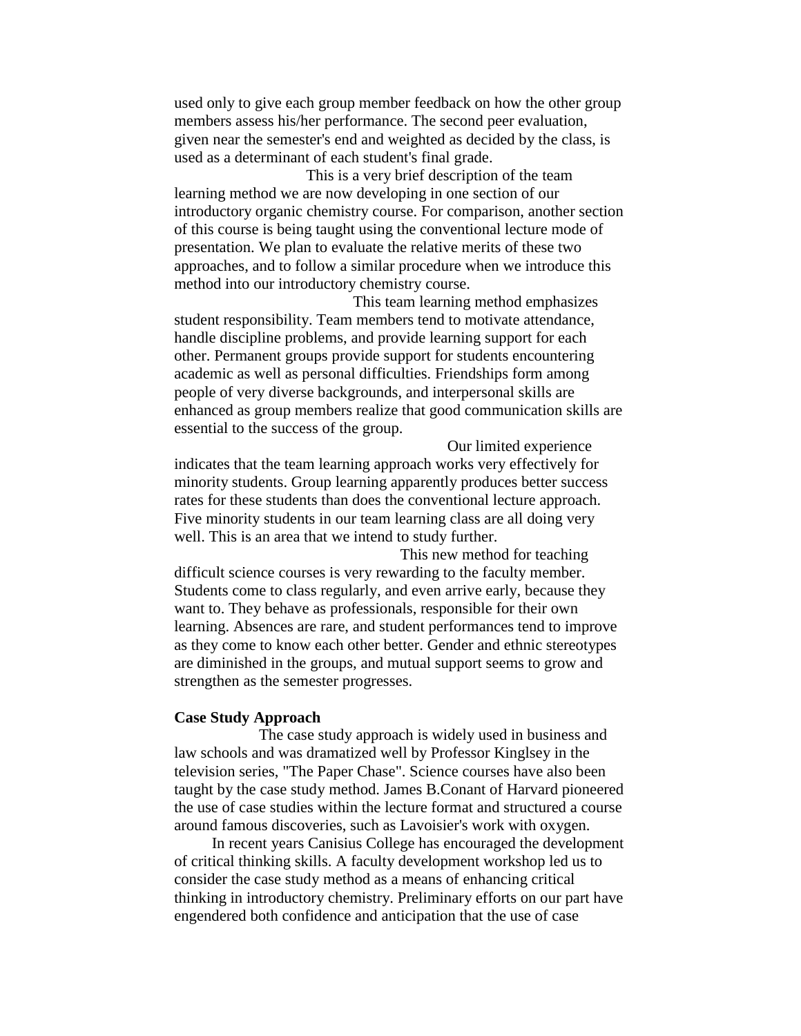used only to give each group member feedback on how the other group members assess his/her performance. The second peer evaluation, given near the semester's end and weighted as decided by the class, is used as a determinant of each student's final grade.

This is a very brief description of the team learning method we are now developing in one section of our introductory organic chemistry course. For comparison, another section of this course is being taught using the conventional lecture mode of presentation. We plan to evaluate the relative merits of these two approaches, and to follow a similar procedure when we introduce this method into our introductory chemistry course.

This team learning method emphasizes student responsibility. Team members tend to motivate attendance, handle discipline problems, and provide learning support for each other. Permanent groups provide support for students encountering academic as well as personal difficulties. Friendships form among people of very diverse backgrounds, and interpersonal skills are enhanced as group members realize that good communication skills are essential to the success of the group.

Our limited experience indicates that the team learning approach works very effectively for minority students. Group learning apparently produces better success rates for these students than does the conventional lecture approach. Five minority students in our team learning class are all doing very well. This is an area that we intend to study further.

This new method for teaching difficult science courses is very rewarding to the faculty member. Students come to class regularly, and even arrive early, because they want to. They behave as professionals, responsible for their own learning. Absences are rare, and student performances tend to improve as they come to know each other better. Gender and ethnic stereotypes are diminished in the groups, and mutual support seems to grow and strengthen as the semester progresses.

**Case Study Approach**

The case study approach is widely used in business and law schools and was dramatized well by Professor Kinglsey in the television series, "The Paper Chase". Science courses have also been taught by the case study method. James B.Conant of Harvard pioneered the use of case studies within the lecture format and structured a course around famous discoveries, such as Lavoisier's work with oxygen.

In recent years Canisius College has encouraged the development of critical thinking skills. A faculty development workshop led us to consider the case study method as a means of enhancing critical thinking in introductory chemistry. Preliminary efforts on our part have engendered both confidence and anticipation that the use of case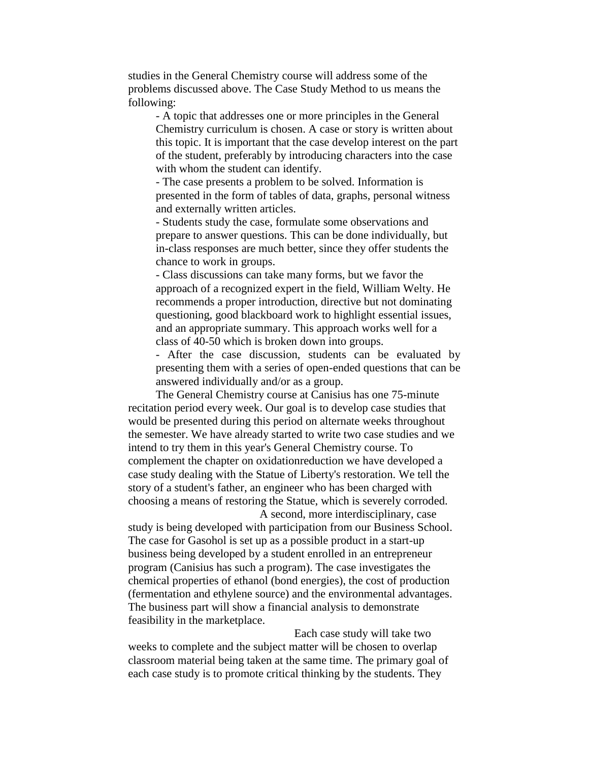studies in the General Chemistry course will address some of the problems discussed above. The Case Study Method to us means the following:

- A topic that addresses one or more principles in the General Chemistry curriculum is chosen. A case or story is written about this topic. It is important that the case develop interest on the part of the student, preferably by introducing characters into the case with whom the student can identify.
- The case presents a problem to be solved. Information is presented in the form of tables of data, graphs, personal witness and externally written articles.
- Students study the case, formulate some observations and prepare to answer questions. This can be done individually, but in-class responses are much better, since they offer students the chance to work in groups.
- Class discussions can take many forms, but we favor the approach of a recognized expert in the field, William Welty. He recommends a proper introduction, directive but not dominating questioning, good blackboard work to highlight essential issues, and an appropriate summary. This approach works well for a class of 40-50 which is broken down into groups.
- After the case discussion, students can be evaluated by presenting them with a series of open-ended questions that can be answered individually and/or as a group.

The General Chemistry course at Canisius has one 75-minute recitation period every week. Our goal is to develop case studies that would be presented during this period on alternate weeks throughout the semester. We have already started to write two case studies and we intend to try them in this year's General Chemistry course. To complement the chapter on oxidationreduction we have developed a case study dealing with the Statue of Liberty's restoration. We tell the story of a student's father, an engineer who has been charged with choosing a means of restoring the Statue, which is severely corroded.

A second, more interdisciplinary, case study is being developed with participation from our Business School. The case for Gasohol is set up as a possible product in a start-up business being developed by a student enrolled in an entrepreneur program (Canisius has such a program). The case investigates the chemical properties of ethanol (bond energies), the cost of production (fermentation and ethylene source) and the environmental advantages. The business part will show a financial analysis to demonstrate feasibility in the marketplace.

Each case study will take two weeks to complete and the subject matter will be chosen to overlap classroom material being taken at the same time. The primary goal of each case study is to promote critical thinking by the students. They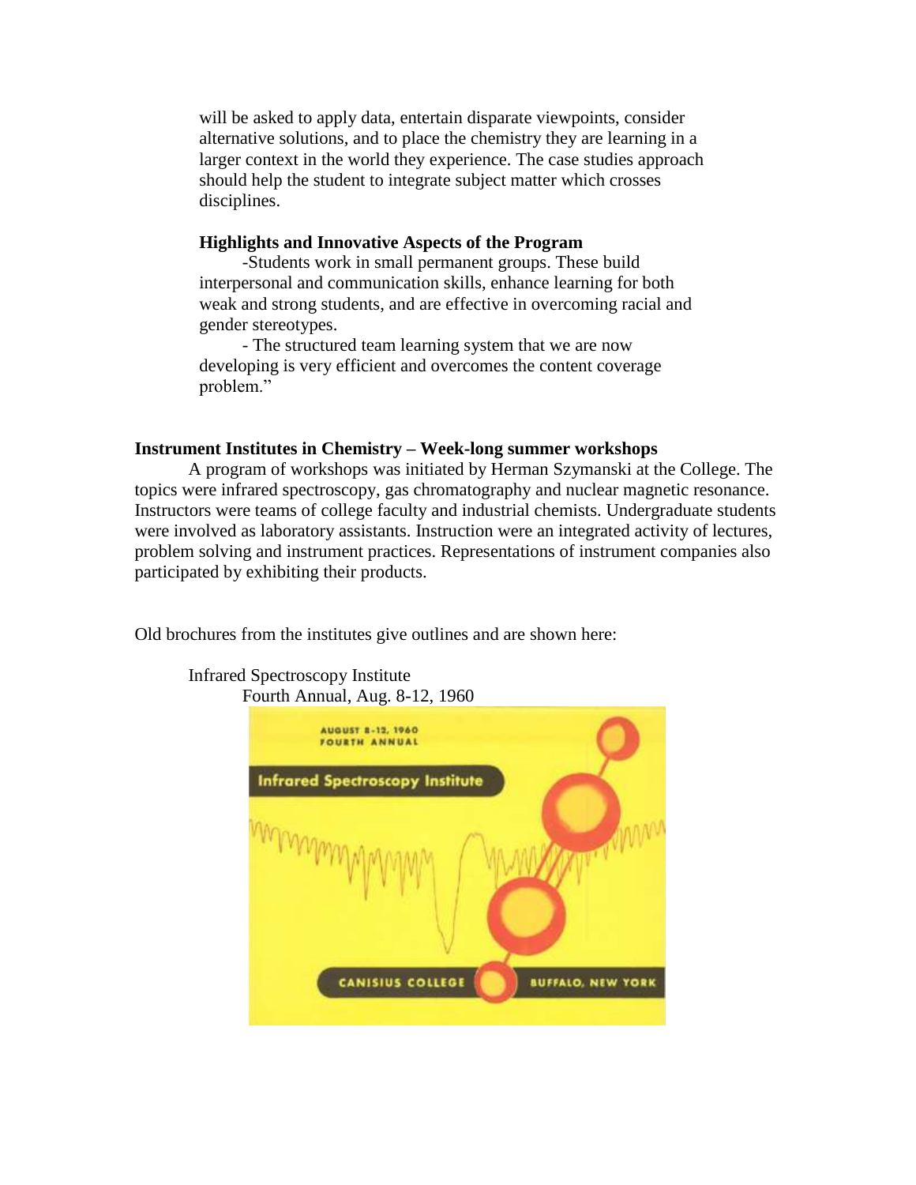will be asked to apply data, entertain disparate viewpoints, consider alternative solutions, and to place the chemistry they are learning in a larger context in the world they experience. The case studies approach should help the student to integrate subject matter which crosses disciplines.

**Highlights and Innovative Aspects of the Program**

-Students work in small permanent groups. These build interpersonal and communication skills, enhance learning for both weak and strong students, and are effective in overcoming racial and gender stereotypes.

- The structured team learning system that we are now developing is very efficient and overcomes the content coverage problem."

**Instrument Institutes in Chemistry – Week-long summer workshops**

A program of workshops was initiated by Herman Szymanski at the College. The topics were infrared spectroscopy, gas chromatography and nuclear magnetic resonance. Instructors were teams of college faculty and industrial chemists. Undergraduate students were involved as laboratory assistants. Instruction were an integrated activity of lectures, problem solving and instrument practices. Representations of instrument companies also participated by exhibiting their products.

Old brochures from the institutes give outlines and are shown here:

Infrared Spectroscopy Institute
Fourth Annual, Aug. 8-12, 1960

AUGUST 8-12, 1960
FOURTH ANNUAL

Infrared Spectroscopy Institute

CANISIUS COLLEGE BUFFALO, NEW YORK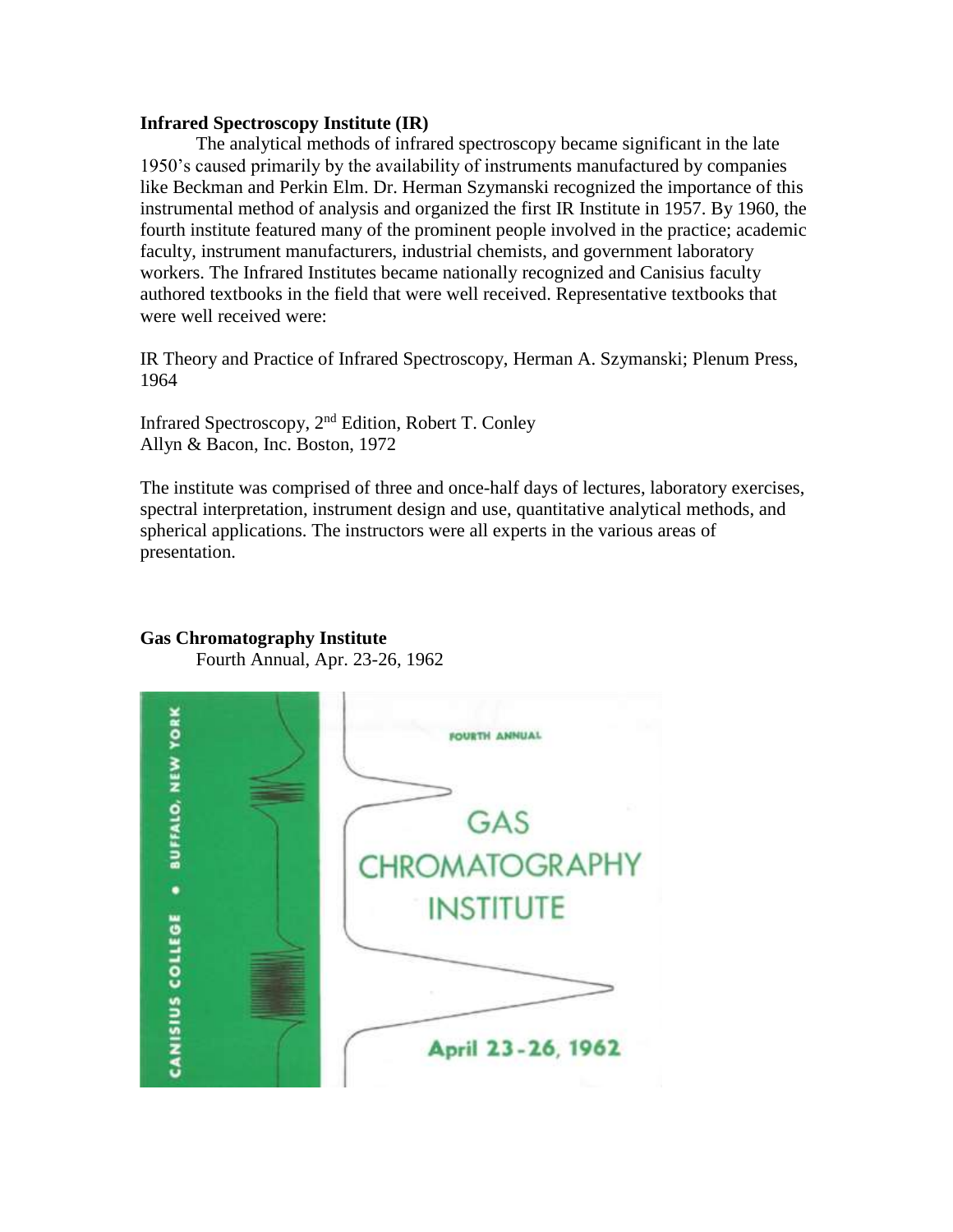**Infrared Spectroscopy Institute (IR)**

The analytical methods of infrared spectroscopy became significant in the late 1950's caused primarily by the availability of instruments manufactured by companies like Beckman and Perkin Elm. Dr. Herman Szymanski recognized the importance of this instrumental method of analysis and organized the first IR Institute in 1957. By 1960, the fourth institute featured many of the prominent people involved in the practice; academic faculty, instrument manufacturers, industrial chemists, and government laboratory workers. The Infrared Institutes became nationally recognized and Canisius faculty authored textbooks in the field that were well received. Representative textbooks that were well received were:

IR Theory and Practice of Infrared Spectroscopy, Herman A. Szymanski; Plenum Press, 1964

Infrared Spectroscopy, 2nd Edition, Robert T. Conley
Allyn & Bacon, Inc. Boston, 1972

The institute was comprised of three and once-half days of lectures, laboratory exercises, spectral interpretation, instrument design and use, quantitative analytical methods, and spherical applications. The instructors were all experts in the various areas of presentation.

**Gas Chromatography Institute**

Fourth Annual, Apr. 23-26, 1962

CANISIUS COLLEGE • BUFFALO, NEW YORK

FOURTH ANNUAL

GAS CHROMATOGRAPHY INSTITUTE

April 23-26, 1962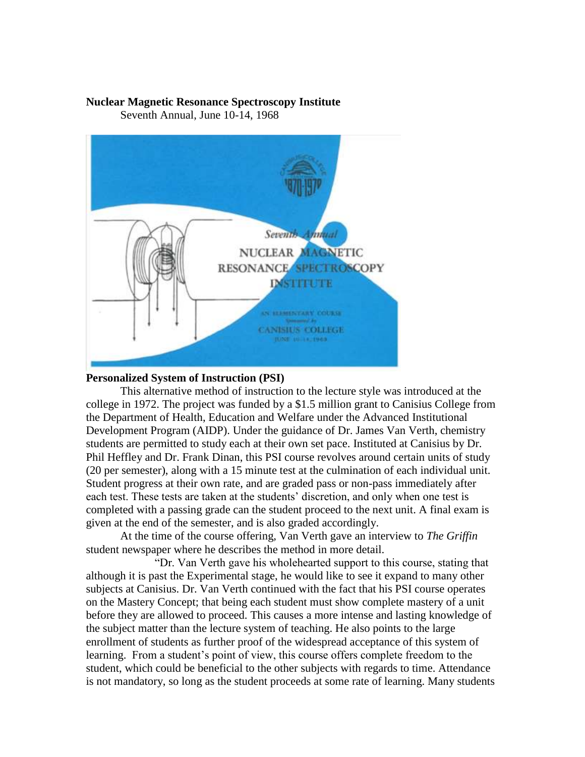**Nuclear Magnetic Resonance Spectroscopy Institute**

Seventh Annual, June 10-14, 1968

**Personalized System of Instruction (PSI)**

This alternative method of instruction to the lecture style was introduced at the college in 1972. The project was funded by a $1.5 million grant to Canisius College from the Department of Health, Education and Welfare under the Advanced Institutional Development Program (AIDP). Under the guidance of Dr. James Van Verth, chemistry students are permitted to study each at their own set pace. Instituted at Canisius by Dr. Phil Heffley and Dr. Frank Dinan, this PSI course revolves around certain units of study (20 per semester), along with a 15 minute test at the culmination of each individual unit. Student progress at their own rate, and are graded pass or non-pass immediately after each test. These tests are taken at the students' discretion, and only when one test is completed with a passing grade can the student proceed to the next unit. A final exam is given at the end of the semester, and is also graded accordingly.

At the time of the course offering, Van Verth gave an interview to *The Griffin* student newspaper where he describes the method in more detail.

"Dr. Van Verth gave his wholehearted support to this course, stating that although it is past the Experimental stage, he would like to see it expand to many other subjects at Canisius. Dr. Van Verth continued with the fact that his PSI course operates on the Mastery Concept; that being each student must show complete mastery of a unit before they are allowed to proceed. This causes a more intense and lasting knowledge of the subject matter than the lecture system of teaching. He also points to the large enrollment of students as further proof of the widespread acceptance of this system of learning. From a student's point of view, this course offers complete freedom to the student, which could be beneficial to the other subjects with regards to time. Attendance is not mandatory, so long as the student proceeds at some rate of learning. Many students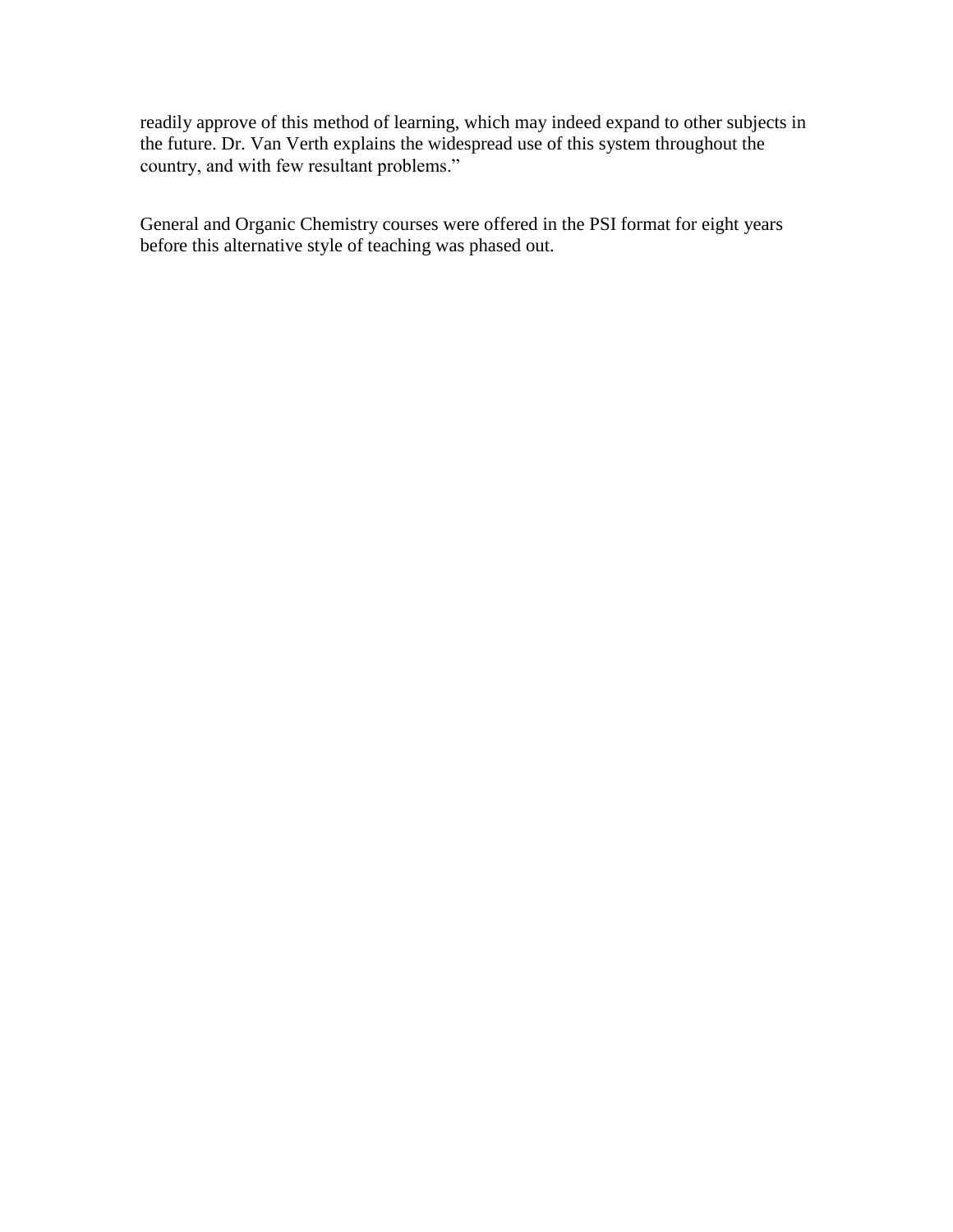readily approve of this method of learning, which may indeed expand to other subjects in the future. Dr. Van Verth explains the widespread use of this system throughout the country, and with few resultant problems."

General and Organic Chemistry courses were offered in the PSI format for eight years before this alternative style of teaching was phased out.